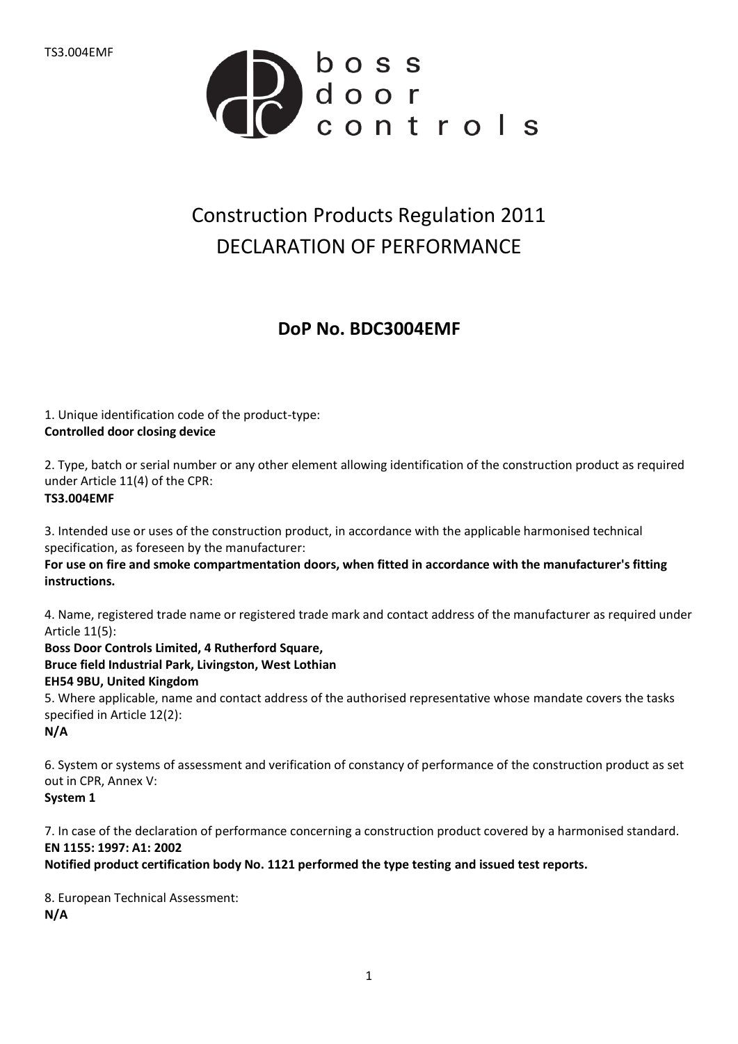TS3.004EMF

boss door controls

# Construction Products Regulation 2011
# DECLARATION OF PERFORMANCE

## DoP No. BDC3004EMF

1. Unique identification code of the product-type:
**Controlled door closing device**

2. Type, batch or serial number or any other element allowing identification of the construction product as required under Article 11(4) of the CPR:
**TS3.004EMF**

3. Intended use or uses of the construction product, in accordance with the applicable harmonised technical specification, as foreseen by the manufacturer:
**For use on fire and smoke compartmentation doors, when fitted in accordance with the manufacturer's fitting instructions.**

4. Name, registered trade name or registered trade mark and contact address of the manufacturer as required under Article 11(5):
**Boss Door Controls Limited, 4 Rutherford Square,**
**Bruce field Industrial Park, Livingston, West Lothian**
**EH54 9BU, United Kingdom**

5. Where applicable, name and contact address of the authorised representative whose mandate covers the tasks specified in Article 12(2):
**N/A**

6. System or systems of assessment and verification of constancy of performance of the construction product as set out in CPR, Annex V:
**System 1**

7. In case of the declaration of performance concerning a construction product covered by a harmonised standard.
**EN 1155: 1997: A1: 2002**
**Notified product certification body No. 1121 performed the type testing and issued test reports.**

8. European Technical Assessment:
**N/A**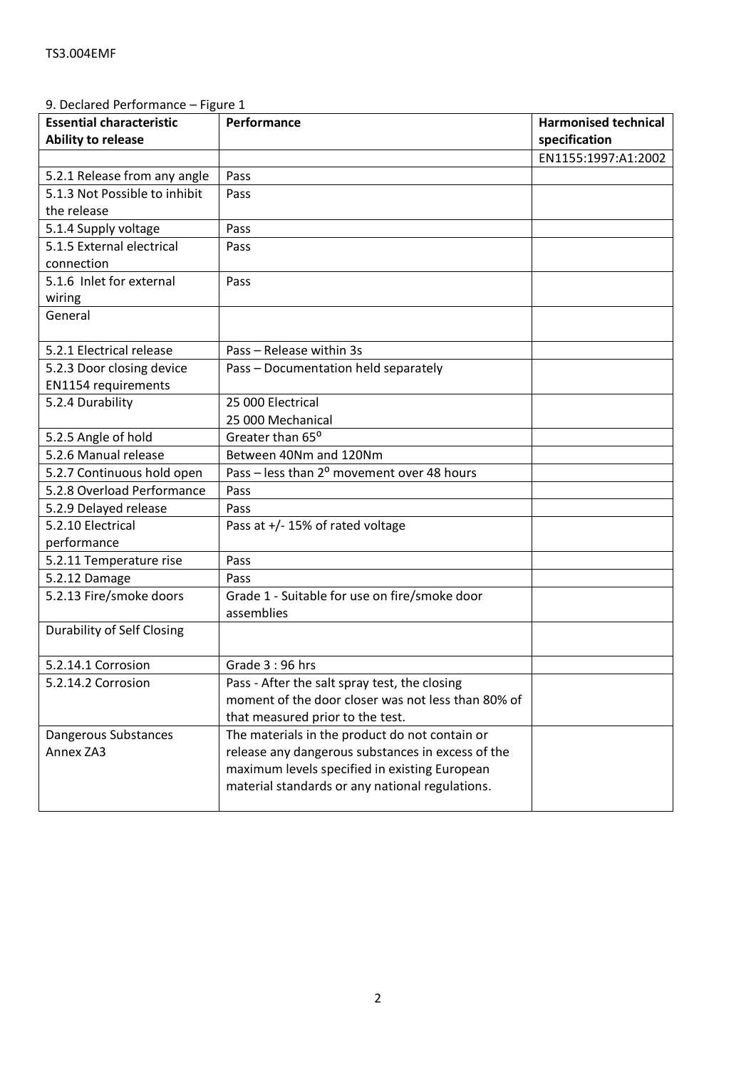TS3.004EMF

9. Declared Performance – Figure 1

| **Essential characteristic** **Ability to release** | **Performance** | **Harmonised technical specification** |
|---|---|---|
| | | EN1155:1997:A1:2002 |
| 5.2.1 Release from any angle | Pass | |
| 5.1.3 Not Possible to inhibit the release | Pass | |
| 5.1.4 Supply voltage | Pass | |
| 5.1.5 External electrical connection | Pass | |
| 5.1.6 Inlet for external wiring | Pass | |
| General | | |
| 5.2.1 Electrical release | Pass – Release within 3s | |
| 5.2.3 Door closing device EN1154 requirements | Pass – Documentation held separately | |
| 5.2.4 Durability | 25 000 Electrical<br>25 000 Mechanical | |
| 5.2.5 Angle of hold | Greater than 65$^{o}$ | |
| 5.2.6 Manual release | Between 40Nm and 120Nm | |
| 5.2.7 Continuous hold open | Pass – less than 2$^{o}$ movement over 48 hours | |
| 5.2.8 Overload Performance | Pass | |
| 5.2.9 Delayed release | Pass | |
| 5.2.10 Electrical performance | Pass at +/- 15% of rated voltage | |
| 5.2.11 Temperature rise | Pass | |
| 5.2.12 Damage | Pass | |
| 5.2.13 Fire/smoke doors | Grade 1 - Suitable for use on fire/smoke door assemblies | |
| Durability of Self Closing | | |
| 5.2.14.1 Corrosion | Grade 3 : 96 hrs | |
| 5.2.14.2 Corrosion | Pass - After the salt spray test, the closing moment of the door closer was not less than 80% of that measured prior to the test. | |
| Dangerous Substances Annex ZA3 | The materials in the product do not contain or release any dangerous substances in excess of the maximum levels specified in existing European material standards or any national regulations. | |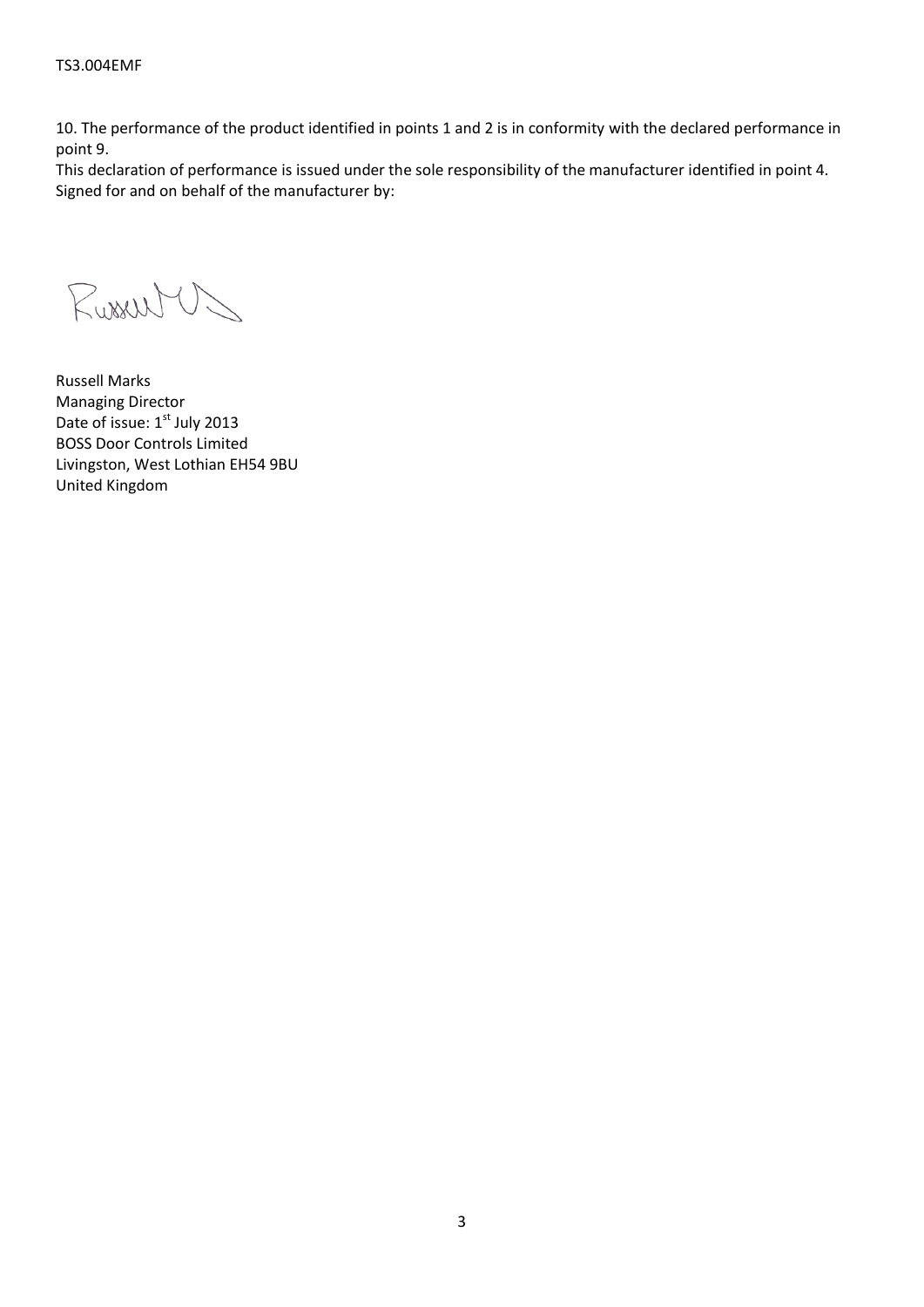10. The performance of the product identified in points 1 and 2 is in conformity with the declared performance in point 9.

This declaration of performance is issued under the sole responsibility of the manufacturer identified in point 4.

Signed for and on behalf of the manufacturer by:

Russell Marks
Managing Director
Date of issue: 1st July 2013
BOSS Door Controls Limited
Livingston, West Lothian EH54 9BU
United Kingdom